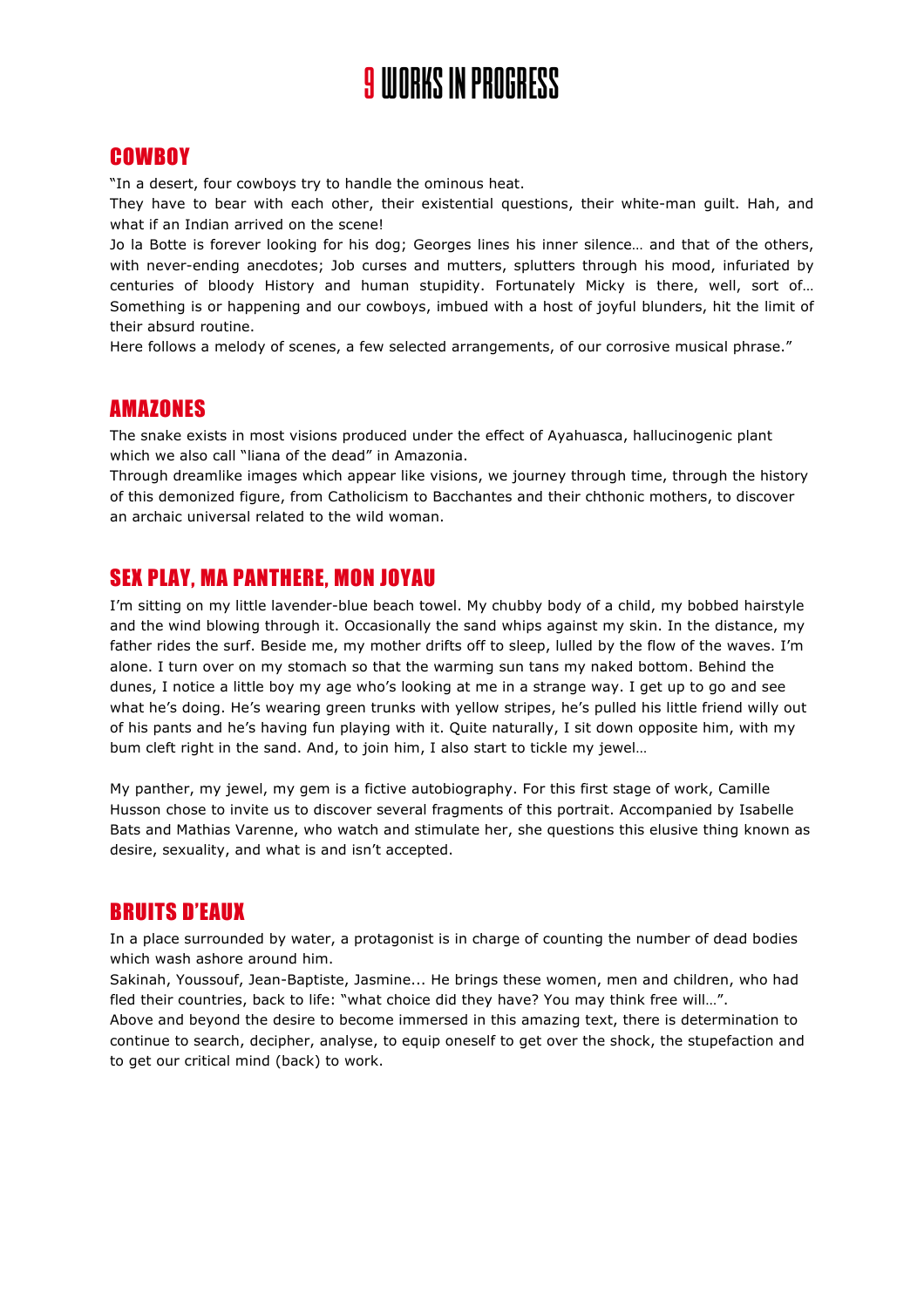# 9 WORKS IN PROGRESS

## COWBOY

"In a desert, four cowboys try to handle the ominous heat.
They have to bear with each other, their existential questions, their white-man guilt. Hah, and what if an Indian arrived on the scene!
Jo la Botte is forever looking for his dog; Georges lines his inner silence… and that of the others, with never-ending anecdotes; Job curses and mutters, splutters through his mood, infuriated by centuries of bloody History and human stupidity. Fortunately Micky is there, well, sort of… Something is or happening and our cowboys, imbued with a host of joyful blunders, hit the limit of their absurd routine.
Here follows a melody of scenes, a few selected arrangements, of our corrosive musical phrase."

## AMAZONES

The snake exists in most visions produced under the effect of Ayahuasca, hallucinogenic plant which we also call "liana of the dead" in Amazonia.
Through dreamlike images which appear like visions, we journey through time, through the history of this demonized figure, from Catholicism to Bacchantes and their chthonic mothers, to discover an archaic universal related to the wild woman.

## SEX PLAY, MA PANTHERE, MON JOYAU

I'm sitting on my little lavender-blue beach towel. My chubby body of a child, my bobbed hairstyle and the wind blowing through it. Occasionally the sand whips against my skin. In the distance, my father rides the surf. Beside me, my mother drifts off to sleep, lulled by the flow of the waves. I'm alone. I turn over on my stomach so that the warming sun tans my naked bottom. Behind the dunes, I notice a little boy my age who's looking at me in a strange way. I get up to go and see what he's doing. He's wearing green trunks with yellow stripes, he's pulled his little friend willy out of his pants and he's having fun playing with it. Quite naturally, I sit down opposite him, with my bum cleft right in the sand. And, to join him, I also start to tickle my jewel…

My panther, my jewel, my gem is a fictive autobiography. For this first stage of work, Camille Husson chose to invite us to discover several fragments of this portrait. Accompanied by Isabelle Bats and Mathias Varenne, who watch and stimulate her, she questions this elusive thing known as desire, sexuality, and what is and isn't accepted.

## BRUITS D'EAUX

In a place surrounded by water, a protagonist is in charge of counting the number of dead bodies which wash ashore around him.
Sakinah, Youssouf, Jean-Baptiste, Jasmine... He brings these women, men and children, who had fled their countries, back to life: "what choice did they have? You may think free will…".
Above and beyond the desire to become immersed in this amazing text, there is determination to continue to search, decipher, analyse, to equip oneself to get over the shock, the stupefaction and to get our critical mind (back) to work.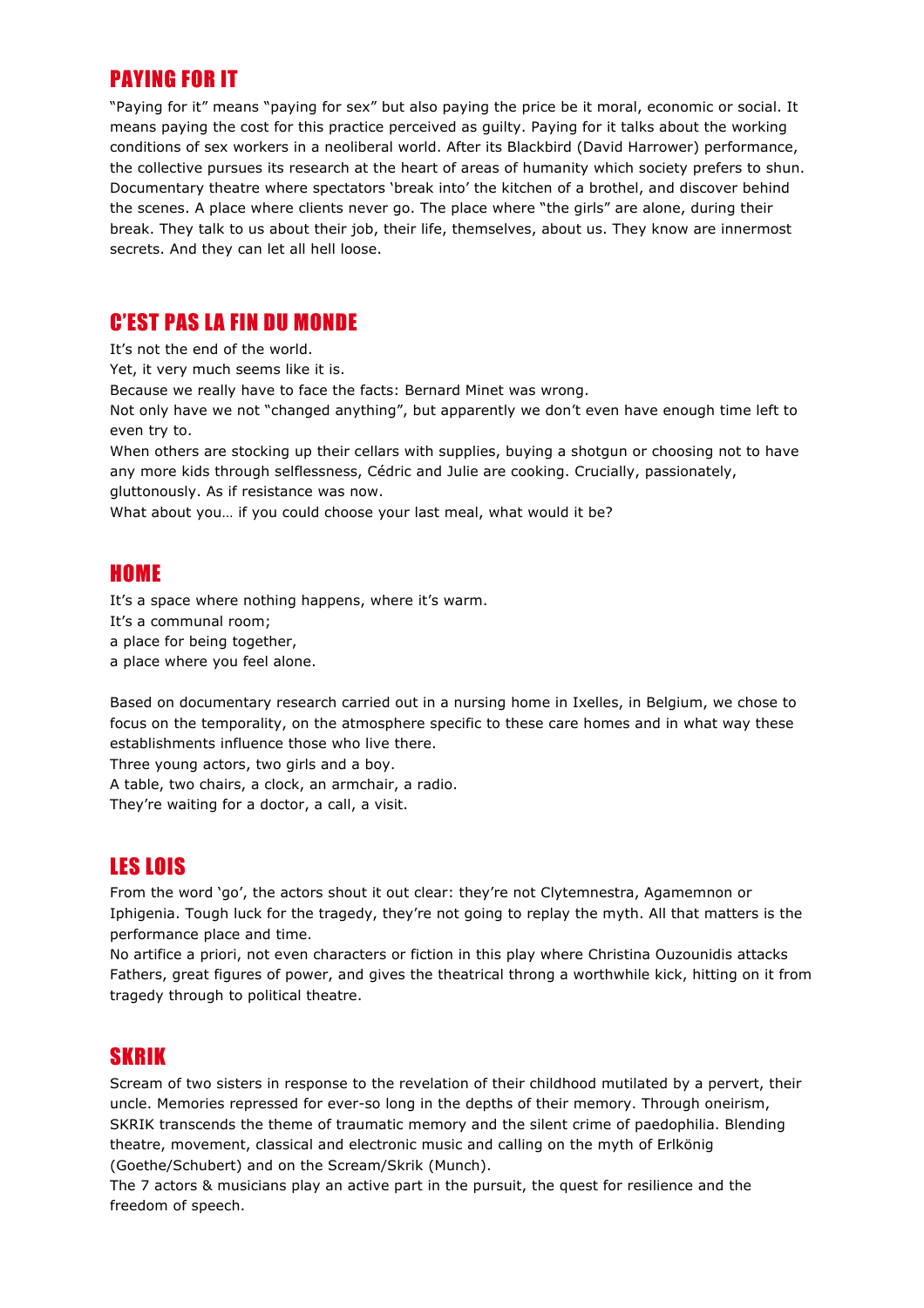## PAYING FOR IT

"Paying for it" means "paying for sex" but also paying the price be it moral, economic or social. It means paying the cost for this practice perceived as guilty. Paying for it talks about the working conditions of sex workers in a neoliberal world. After its Blackbird (David Harrower) performance, the collective pursues its research at the heart of areas of humanity which society prefers to shun. Documentary theatre where spectators 'break into' the kitchen of a brothel, and discover behind the scenes. A place where clients never go. The place where "the girls" are alone, during their break. They talk to us about their job, their life, themselves, about us. They know are innermost secrets. And they can let all hell loose.

## C'EST PAS LA FIN DU MONDE

It's not the end of the world.
Yet, it very much seems like it is.
Because we really have to face the facts: Bernard Minet was wrong.
Not only have we not "changed anything", but apparently we don't even have enough time left to even try to.
When others are stocking up their cellars with supplies, buying a shotgun or choosing not to have any more kids through selflessness, Cédric and Julie are cooking. Crucially, passionately, gluttonously. As if resistance was now.
What about you… if you could choose your last meal, what would it be?

## HOME

It's a space where nothing happens, where it's warm.
It's a communal room;
a place for being together,
a place where you feel alone.

Based on documentary research carried out in a nursing home in Ixelles, in Belgium, we chose to focus on the temporality, on the atmosphere specific to these care homes and in what way these establishments influence those who live there.
Three young actors, two girls and a boy.
A table, two chairs, a clock, an armchair, a radio.
They're waiting for a doctor, a call, a visit.

## LES LOIS

From the word 'go', the actors shout it out clear: they're not Clytemnestra, Agamemnon or Iphigenia. Tough luck for the tragedy, they're not going to replay the myth. All that matters is the performance place and time.
No artifice a priori, not even characters or fiction in this play where Christina Ouzounidis attacks Fathers, great figures of power, and gives the theatrical throng a worthwhile kick, hitting on it from tragedy through to political theatre.

## SKRIK

Scream of two sisters in response to the revelation of their childhood mutilated by a pervert, their uncle. Memories repressed for ever-so long in the depths of their memory. Through oneirism, SKRIK transcends the theme of traumatic memory and the silent crime of paedophilia. Blending theatre, movement, classical and electronic music and calling on the myth of Erlkönig (Goethe/Schubert) and on the Scream/Skrik (Munch).
The 7 actors & musicians play an active part in the pursuit, the quest for resilience and the freedom of speech.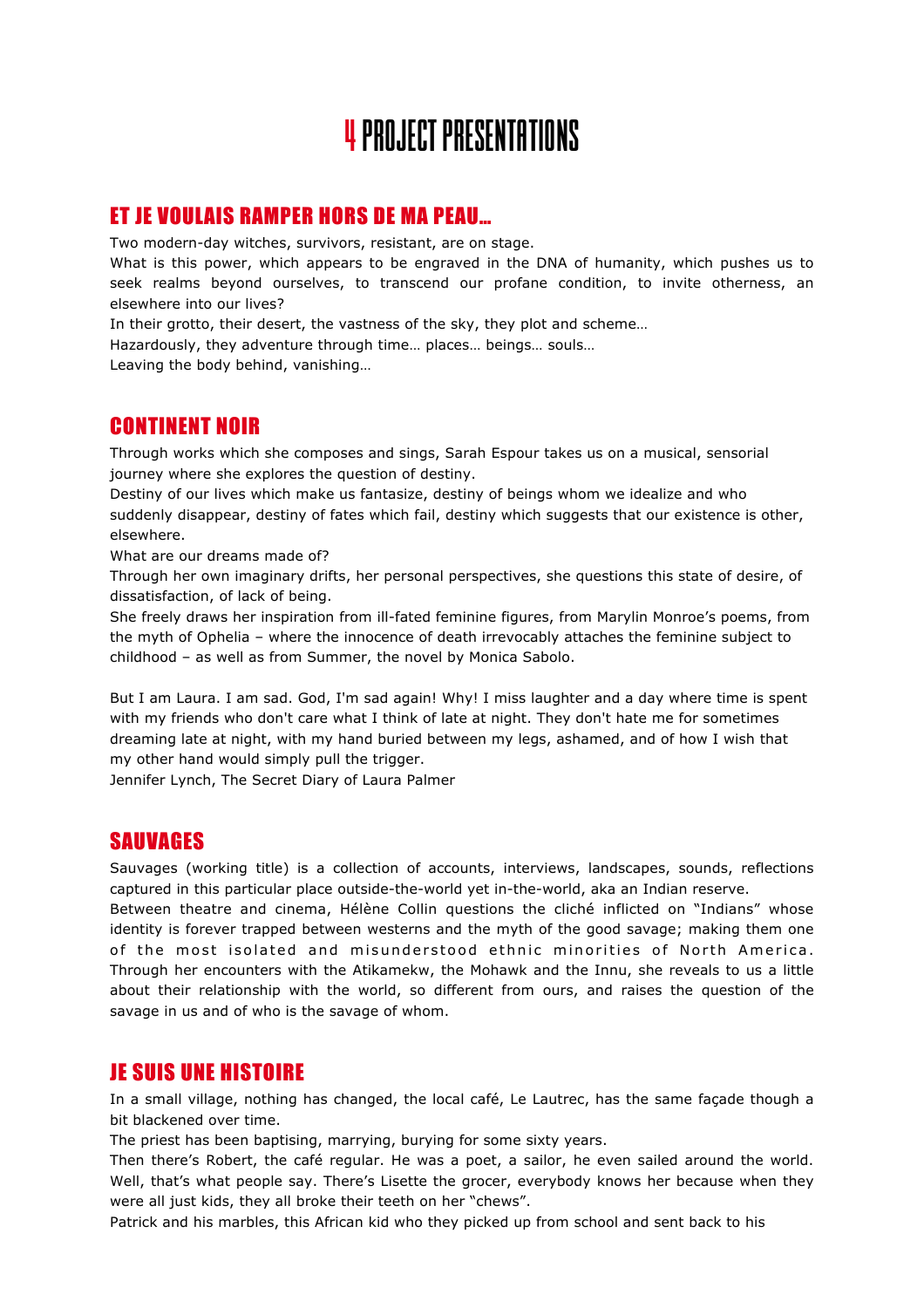# 4 PROJECT PRESENTATIONS

## ET JE VOULAIS RAMPER HORS DE MA PEAU…

Two modern-day witches, survivors, resistant, are on stage.
What is this power, which appears to be engraved in the DNA of humanity, which pushes us to seek realms beyond ourselves, to transcend our profane condition, to invite otherness, an elsewhere into our lives?
In their grotto, their desert, the vastness of the sky, they plot and scheme…
Hazardously, they adventure through time… places… beings… souls…
Leaving the body behind, vanishing…

## CONTINENT NOIR

Through works which she composes and sings, Sarah Espour takes us on a musical, sensorial journey where she explores the question of destiny.
Destiny of our lives which make us fantasize, destiny of beings whom we idealize and who suddenly disappear, destiny of fates which fail, destiny which suggests that our existence is other, elsewhere.
What are our dreams made of?
Through her own imaginary drifts, her personal perspectives, she questions this state of desire, of dissatisfaction, of lack of being.
She freely draws her inspiration from ill-fated feminine figures, from Marylin Monroe's poems, from the myth of Ophelia – where the innocence of death irrevocably attaches the feminine subject to childhood – as well as from Summer, the novel by Monica Sabolo.

But I am Laura. I am sad. God, I'm sad again! Why! I miss laughter and a day where time is spent with my friends who don't care what I think of late at night. They don't hate me for sometimes dreaming late at night, with my hand buried between my legs, ashamed, and of how I wish that my other hand would simply pull the trigger.
Jennifer Lynch, The Secret Diary of Laura Palmer

## SAUVAGES

Sauvages (working title) is a collection of accounts, interviews, landscapes, sounds, reflections captured in this particular place outside-the-world yet in-the-world, aka an Indian reserve.
Between theatre and cinema, Hélène Collin questions the cliché inflicted on "Indians" whose identity is forever trapped between westerns and the myth of the good savage; making them one of the most isolated and misunderstood ethnic minorities of North America. Through her encounters with the Atikamekw, the Mohawk and the Innu, she reveals to us a little about their relationship with the world, so different from ours, and raises the question of the savage in us and of who is the savage of whom.

## JE SUIS UNE HISTOIRE

In a small village, nothing has changed, the local café, Le Lautrec, has the same façade though a bit blackened over time.
The priest has been baptising, marrying, burying for some sixty years.
Then there's Robert, the café regular. He was a poet, a sailor, he even sailed around the world. Well, that's what people say. There's Lisette the grocer, everybody knows her because when they were all just kids, they all broke their teeth on her "chews".
Patrick and his marbles, this African kid who they picked up from school and sent back to his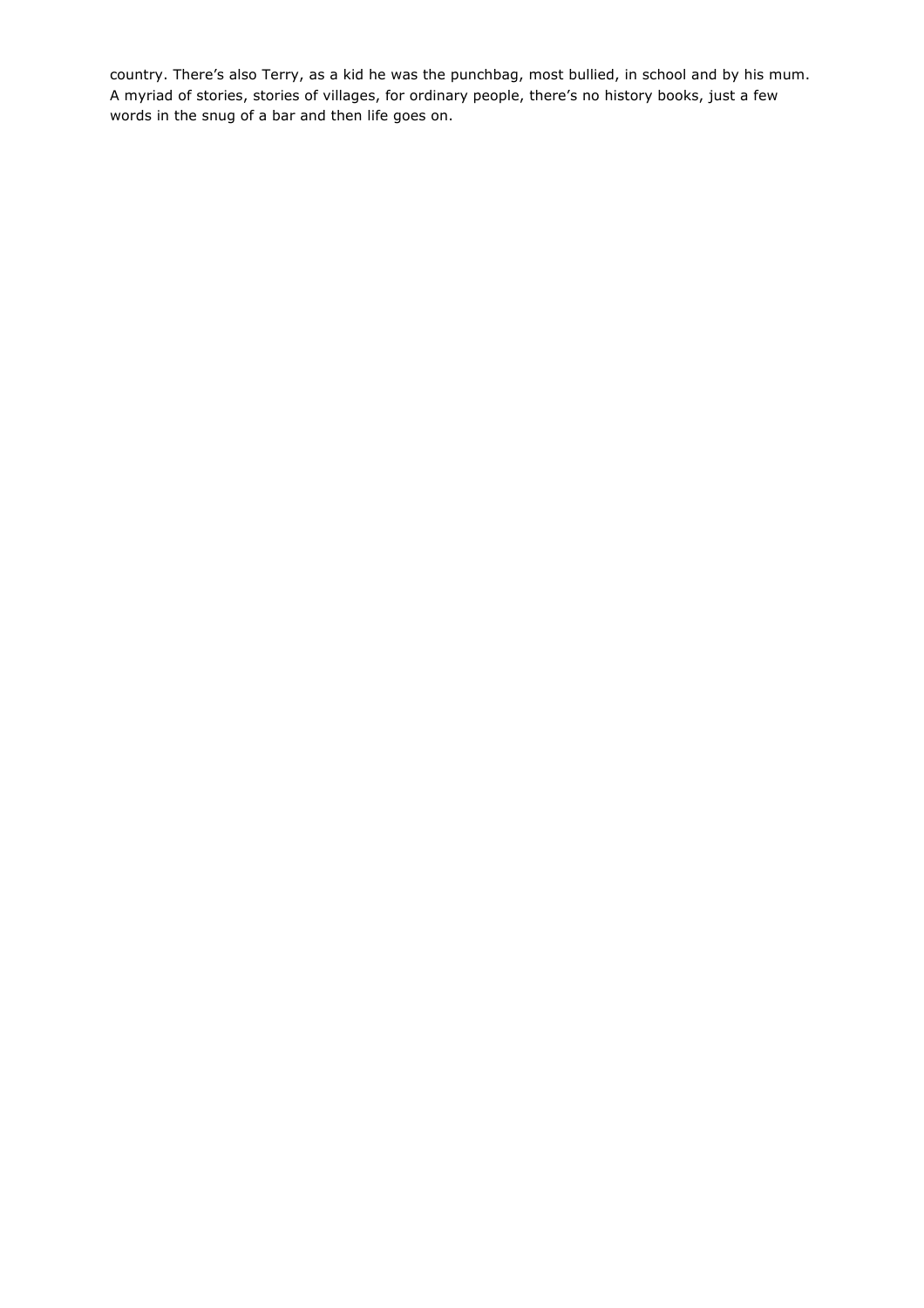country. There’s also Terry, as a kid he was the punchbag, most bullied, in school and by his mum. A myriad of stories, stories of villages, for ordinary people, there’s no history books, just a few words in the snug of a bar and then life goes on.